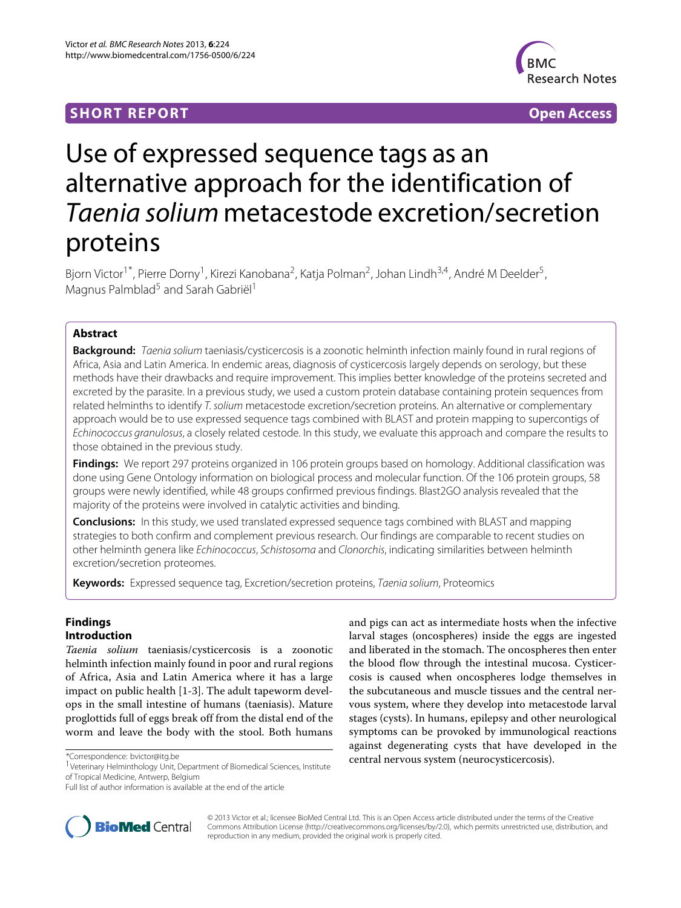**SHORT REPORT** **Open Access**

# Use of expressed sequence tags as an alternative approach for the identification of *Taenia solium* metacestode excretion/secretion proteins

Bjorn Victor[1*], Pierre Dorny[1], Kirezi Kanobana[2], Katja Polman[2], Johan Lindh[3,4], André M Deelder[5], Magnus Palmblad[5] and Sarah Gabriël[1]

## Abstract

**Background:** *Taenia solium* taeniasis/cysticercosis is a zoonotic helminth infection mainly found in rural regions of Africa, Asia and Latin America. In endemic areas, diagnosis of cysticercosis largely depends on serology, but these methods have their drawbacks and require improvement. This implies better knowledge of the proteins secreted and excreted by the parasite. In a previous study, we used a custom protein database containing protein sequences from related helminths to identify *T. solium* metacestode excretion/secretion proteins. An alternative or complementary approach would be to use expressed sequence tags combined with BLAST and protein mapping to supercontigs of *Echinococcus granulosus*, a closely related cestode. In this study, we evaluate this approach and compare the results to those obtained in the previous study.

**Findings:** We report 297 proteins organized in 106 protein groups based on homology. Additional classification was done using Gene Ontology information on biological process and molecular function. Of the 106 protein groups, 58 groups were newly identified, while 48 groups confirmed previous findings. Blast2GO analysis revealed that the majority of the proteins were involved in catalytic activities and binding.

**Conclusions:** In this study, we used translated expressed sequence tags combined with BLAST and mapping strategies to both confirm and complement previous research. Our findings are comparable to recent studies on other helminth genera like *Echinococcus*, *Schistosoma* and *Clonorchis*, indicating similarities between helminth excretion/secretion proteomes.

**Keywords:** Expressed sequence tag, Excretion/secretion proteins, *Taenia solium*, Proteomics

## Findings

### Introduction

*Taenia solium* taeniasis/cysticercosis is a zoonotic helminth infection mainly found in poor and rural regions of Africa, Asia and Latin America where it has a large impact on public health [1-3]. The adult tapeworm develops in the small intestine of humans (taeniasis). Mature proglottids full of eggs break off from the distal end of the worm and leave the body with the stool. Both humans and pigs can act as intermediate hosts when the infective larval stages (oncospheres) inside the eggs are ingested and liberated in the stomach. The oncospheres then enter the blood flow through the intestinal mucosa. Cysticercosis is caused when oncospheres lodge themselves in the subcutaneous and muscle tissues and the central nervous system, where they develop into metacestode larval stages (cysts). In humans, epilepsy and other neurological symptoms can be provoked by immunological reactions against degenerating cysts that have developed in the central nervous system (neurocysticercosis).

*Correspondence: bvictor@itg.be

[1] Veterinary Helminthology Unit, Department of Biomedical Sciences, Institute of Tropical Medicine, Antwerp, Belgium

Full list of author information is available at the end of the article

© 2013 Victor et al.; licensee BioMed Central Ltd. This is an Open Access article distributed under the terms of the Creative Commons Attribution License (http://creativecommons.org/licenses/by/2.0), which permits unrestricted use, distribution, and reproduction in any medium, provided the original work is properly cited.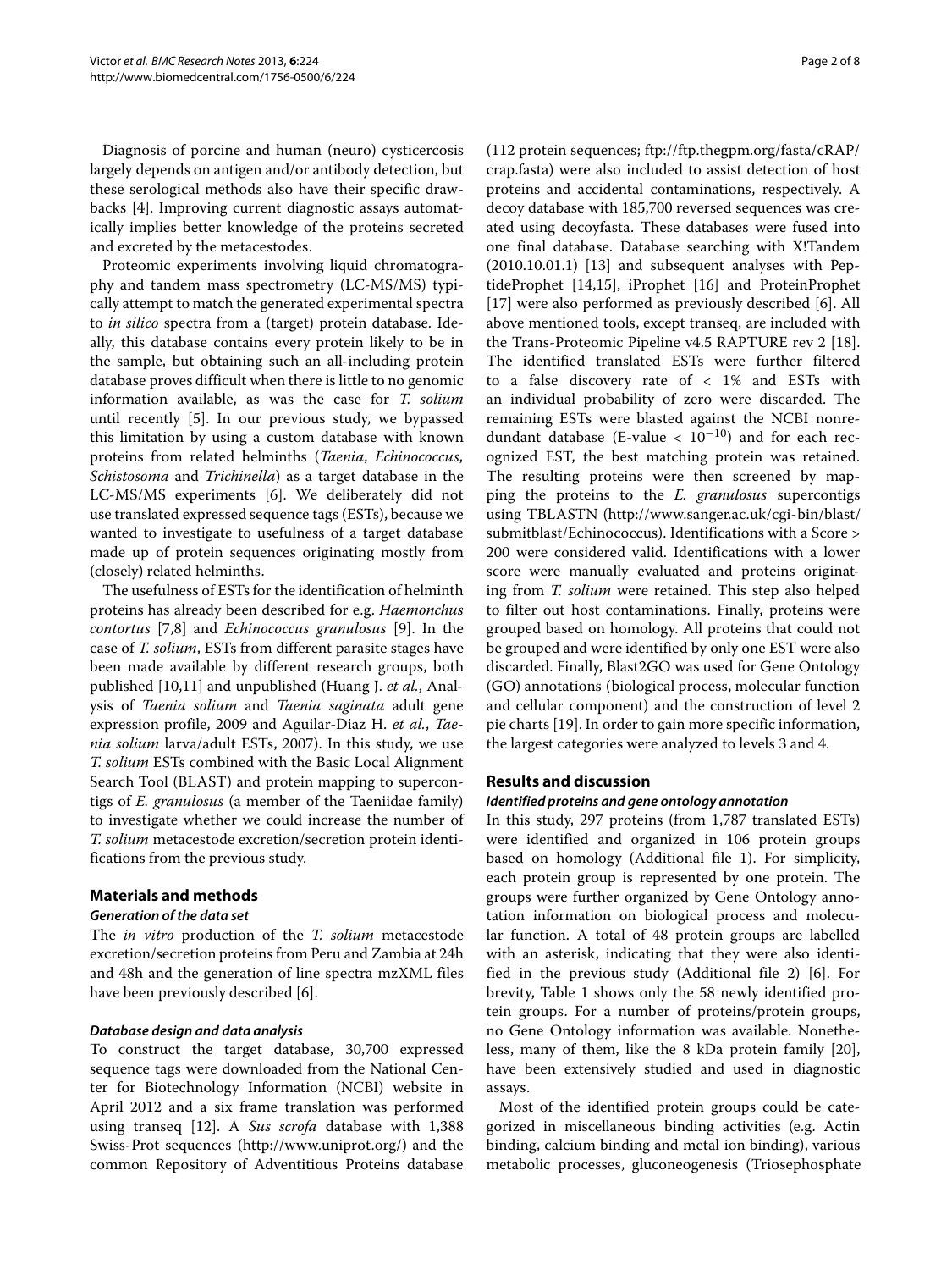Diagnosis of porcine and human (neuro) cysticercosis largely depends on antigen and/or antibody detection, but these serological methods also have their specific drawbacks [4]. Improving current diagnostic assays automatically implies better knowledge of the proteins secreted and excreted by the metacestodes.

Proteomic experiments involving liquid chromatography and tandem mass spectrometry (LC-MS/MS) typically attempt to match the generated experimental spectra to *in silico* spectra from a (target) protein database. Ideally, this database contains every protein likely to be in the sample, but obtaining such an all-including protein database proves difficult when there is little to no genomic information available, as was the case for *T. solium* until recently [5]. In our previous study, we bypassed this limitation by using a custom database with known proteins from related helminths (*Taenia*, *Echinococcus*, *Schistosoma* and *Trichinella*) as a target database in the LC-MS/MS experiments [6]. We deliberately did not use translated expressed sequence tags (ESTs), because we wanted to investigate to usefulness of a target database made up of protein sequences originating mostly from (closely) related helminths.

The usefulness of ESTs for the identification of helminth proteins has already been described for e.g. *Haemonchus contortus* [7,8] and *Echinococcus granulosus* [9]. In the case of *T. solium*, ESTs from different parasite stages have been made available by different research groups, both published [10,11] and unpublished (Huang J. *et al.*, Analysis of *Taenia solium* and *Taenia saginata* adult gene expression profile, 2009 and Aguilar-Diaz H. *et al.*, *Taenia solium* larva/adult ESTs, 2007). In this study, we use *T. solium* ESTs combined with the Basic Local Alignment Search Tool (BLAST) and protein mapping to supercontigs of *E. granulosus* (a member of the Taeniidae family) to investigate whether we could increase the number of *T. solium* metacestode excretion/secretion protein identifications from the previous study.

## Materials and methods

### Generation of the data set

The *in vitro* production of the *T. solium* metacestode excretion/secretion proteins from Peru and Zambia at 24h and 48h and the generation of line spectra mzXML files have been previously described [6].

### Database design and data analysis

To construct the target database, 30,700 expressed sequence tags were downloaded from the National Center for Biotechnology Information (NCBI) website in April 2012 and a six frame translation was performed using transeq [12]. A *Sus scrofa* database with 1,388 Swiss-Prot sequences (http://www.uniprot.org/) and the common Repository of Adventitious Proteins database (112 protein sequences; ftp://ftp.thegpm.org/fasta/cRAP/crap.fasta) were also included to assist detection of host proteins and accidental contaminations, respectively. A decoy database with 185,700 reversed sequences was created using decoyfasta. These databases were fused into one final database. Database searching with X!Tandem (2010.10.01.1) [13] and subsequent analyses with PeptideProphet [14,15], iProphet [16] and ProteinProphet [17] were also performed as previously described [6]. All above mentioned tools, except transeq, are included with the Trans-Proteomic Pipeline v4.5 RAPTURE rev 2 [18]. The identified translated ESTs were further filtered to a false discovery rate of < 1% and ESTs with an individual probability of zero were discarded. The remaining ESTs were blasted against the NCBI nonredundant database (E-value < $10^{-10}$) and for each recognized EST, the best matching protein was retained. The resulting proteins were then screened by mapping the proteins to the *E. granulosus* supercontigs using TBLASTN (http://www.sanger.ac.uk/cgi-bin/blast/submitblast/Echinococcus). Identifications with a Score > 200 were considered valid. Identifications with a lower score were manually evaluated and proteins originating from *T. solium* were retained. This step also helped to filter out host contaminations. Finally, proteins were grouped based on homology. All proteins that could not be grouped and were identified by only one EST were also discarded. Finally, Blast2GO was used for Gene Ontology (GO) annotations (biological process, molecular function and cellular component) and the construction of level 2 pie charts [19]. In order to gain more specific information, the largest categories were analyzed to levels 3 and 4.

## Results and discussion

### Identified proteins and gene ontology annotation

In this study, 297 proteins (from 1,787 translated ESTs) were identified and organized in 106 protein groups based on homology (Additional file 1). For simplicity, each protein group is represented by one protein. The groups were further organized by Gene Ontology annotation information on biological process and molecular function. A total of 48 protein groups are labelled with an asterisk, indicating that they were also identified in the previous study (Additional file 2) [6]. For brevity, Table 1 shows only the 58 newly identified protein groups. For a number of proteins/protein groups, no Gene Ontology information was available. Nonetheless, many of them, like the 8 kDa protein family [20], have been extensively studied and used in diagnostic assays.

Most of the identified protein groups could be categorized in miscellaneous binding activities (e.g. Actin binding, calcium binding and metal ion binding), various metabolic processes, gluconeogenesis (Triosephosphate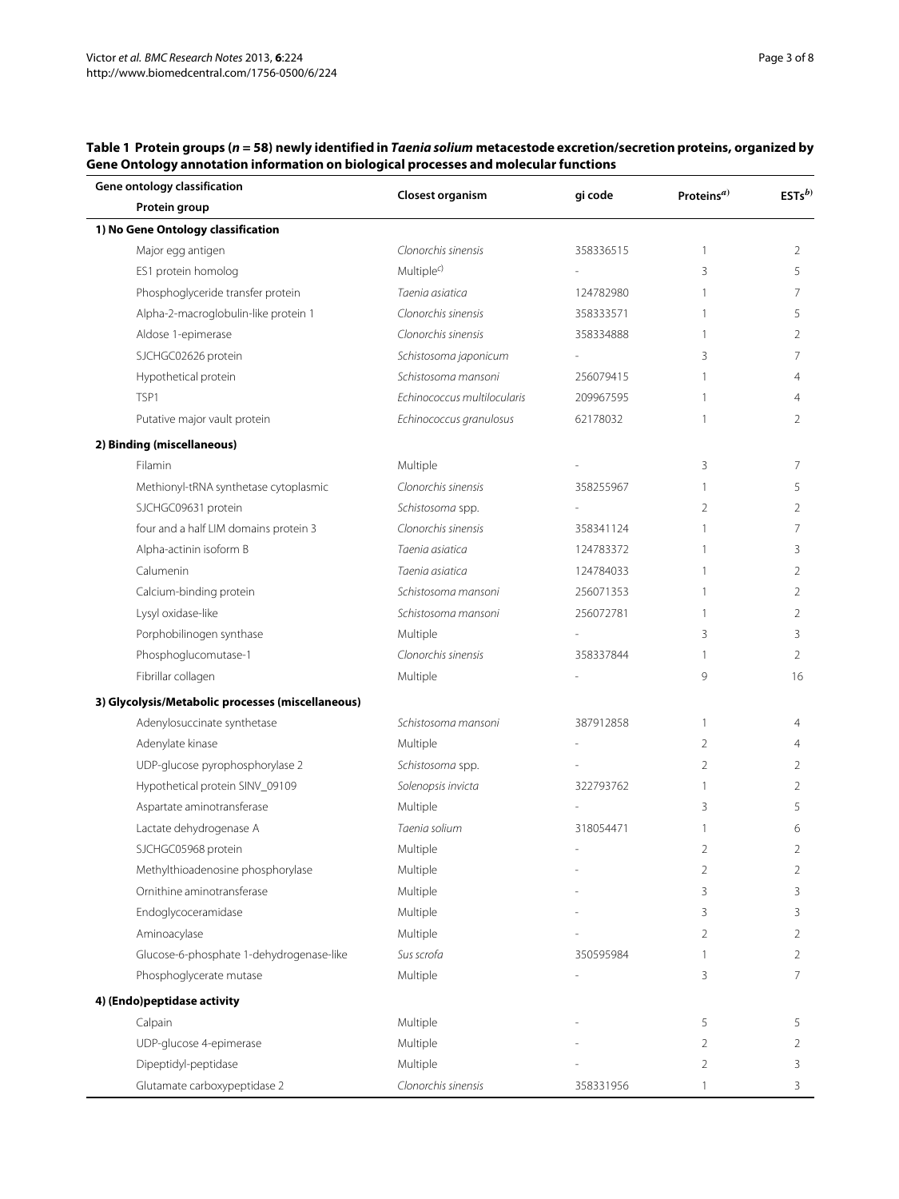**Table 1 Protein groups ($n$ = 58) newly identified in *Taenia solium* metacestode excretion/secretion proteins, organized by Gene Ontology annotation information on biological processes and molecular functions**

| Gene ontology classification / Protein group | Closest organism | gi code | Proteins[a)] | ESTs[b)] |
|---|---|---|---|---|
| **1) No Gene Ontology classification** | | | | |
| Major egg antigen | *Clonorchis sinensis* | 358336515 | 1 | 2 |
| ES1 protein homolog | Multiple[c)] | - | 3 | 5 |
| Phosphoglyceride transfer protein | *Taenia asiatica* | 124782980 | 1 | 7 |
| Alpha-2-macroglobulin-like protein 1 | *Clonorchis sinensis* | 358333571 | 1 | 5 |
| Aldose 1-epimerase | *Clonorchis sinensis* | 358334888 | 1 | 2 |
| SJCHGC02626 protein | *Schistosoma japonicum* | - | 3 | 7 |
| Hypothetical protein | *Schistosoma mansoni* | 256079415 | 1 | 4 |
| TSP1 | *Echinococcus multilocularis* | 209967595 | 1 | 4 |
| Putative major vault protein | *Echinococcus granulosus* | 62178032 | 1 | 2 |
| **2) Binding (miscellaneous)** | | | | |
| Filamin | Multiple | - | 3 | 7 |
| Methionyl-tRNA synthetase cytoplasmic | *Clonorchis sinensis* | 358255967 | 1 | 5 |
| SJCHGC09631 protein | *Schistosoma* spp. | - | 2 | 2 |
| four and a half LIM domains protein 3 | *Clonorchis sinensis* | 358341124 | 1 | 7 |
| Alpha-actinin isoform B | *Taenia asiatica* | 124783372 | 1 | 3 |
| Calumenin | *Taenia asiatica* | 124784033 | 1 | 2 |
| Calcium-binding protein | *Schistosoma mansoni* | 256071353 | 1 | 2 |
| Lysyl oxidase-like | *Schistosoma mansoni* | 256072781 | 1 | 2 |
| Porphobilinogen synthase | Multiple | - | 3 | 3 |
| Phosphoglucomutase-1 | *Clonorchis sinensis* | 358337844 | 1 | 2 |
| Fibrillar collagen | Multiple | - | 9 | 16 |
| **3) Glycolysis/Metabolic processes (miscellaneous)** | | | | |
| Adenylosuccinate synthetase | *Schistosoma mansoni* | 387912858 | 1 | 4 |
| Adenylate kinase | Multiple | - | 2 | 4 |
| UDP-glucose pyrophosphorylase 2 | *Schistosoma* spp. | - | 2 | 2 |
| Hypothetical protein SINV_09109 | *Solenopsis invicta* | 322793762 | 1 | 2 |
| Aspartate aminotransferase | Multiple | - | 3 | 5 |
| Lactate dehydrogenase A | *Taenia solium* | 318054471 | 1 | 6 |
| SJCHGC05968 protein | Multiple | - | 2 | 2 |
| Methylthioadenosine phosphorylase | Multiple | - | 2 | 2 |
| Ornithine aminotransferase | Multiple | - | 3 | 3 |
| Endoglycoceramidase | Multiple | - | 3 | 3 |
| Aminoacylase | Multiple | - | 2 | 2 |
| Glucose-6-phosphate 1-dehydrogenase-like | *Sus scrofa* | 350595984 | 1 | 2 |
| Phosphoglycerate mutase | Multiple | - | 3 | 7 |
| **4) (Endo)peptidase activity** | | | | |
| Calpain | Multiple | - | 5 | 5 |
| UDP-glucose 4-epimerase | Multiple | - | 2 | 2 |
| Dipeptidyl-peptidase | Multiple | - | 2 | 3 |
| Glutamate carboxypeptidase 2 | *Clonorchis sinensis* | 358331956 | 1 | 3 |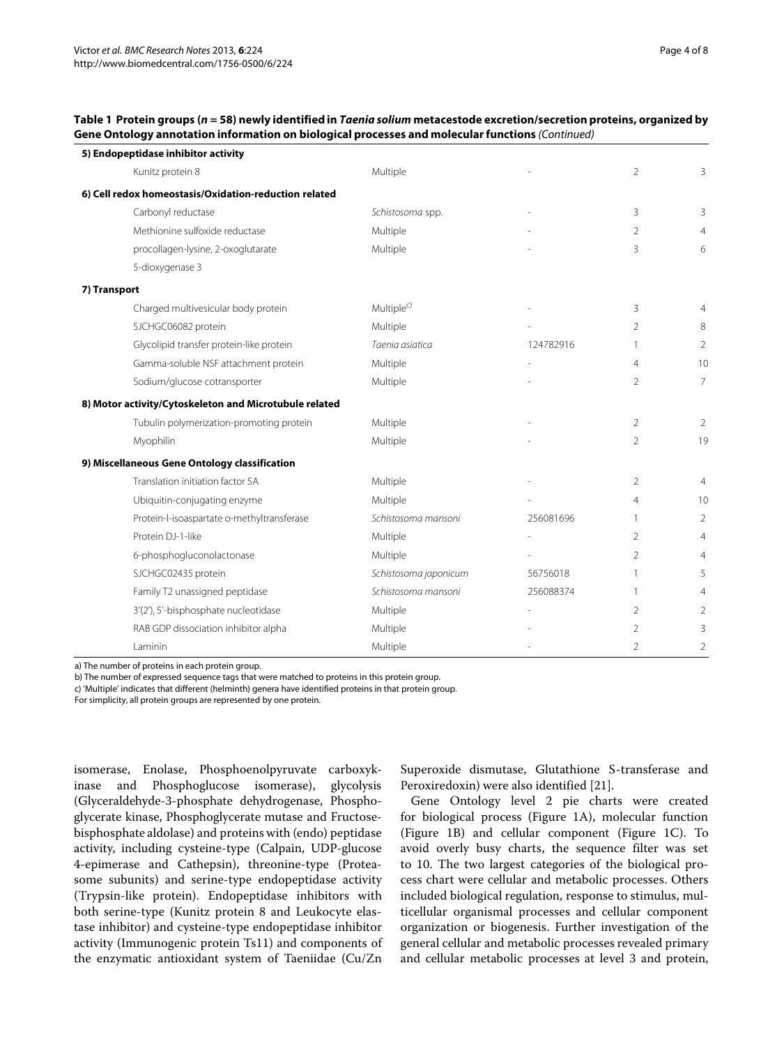**Table 1 Protein groups (*n* = 58) newly identified in *Taenia solium* metacestode excretion/secretion proteins, organized by Gene Ontology annotation information on biological processes and molecular functions** *(Continued)*

| | | | | |
|---|---|---|---|---|
| **5) Endopeptidase inhibitor activity** | | | | |
| Kunitz protein 8 | Multiple | - | 2 | 3 |
| **6) Cell redox homeostasis/Oxidation-reduction related** | | | | |
| Carbonyl reductase | *Schistosoma* spp. | - | 3 | 3 |
| Methionine sulfoxide reductase | Multiple | - | 2 | 4 |
| procollagen-lysine, 2-oxoglutarate 5-dioxygenase 3 | Multiple | - | 3 | 6 |
| **7) Transport** | | | | |
| Charged multivesicular body protein | Multiple[c)] | - | 3 | 4 |
| SJCHGC06082 protein | Multiple | - | 2 | 8 |
| Glycolipid transfer protein-like protein | *Taenia asiatica* | 124782916 | 1 | 2 |
| Gamma-soluble NSF attachment protein | Multiple | - | 4 | 10 |
| Sodium/glucose cotransporter | Multiple | - | 2 | 7 |
| **8) Motor activity/Cytoskeleton and Microtubule related** | | | | |
| Tubulin polymerization-promoting protein | Multiple | - | 2 | 2 |
| Myophilin | Multiple | - | 2 | 19 |
| **9) Miscellaneous Gene Ontology classification** | | | | |
| Translation initiation factor 5A | Multiple | - | 2 | 4 |
| Ubiquitin-conjugating enzyme | Multiple | - | 4 | 10 |
| Protein-l-isoaspartate o-methyltransferase | *Schistosoma mansoni* | 256081696 | 1 | 2 |
| Protein DJ-1-like | Multiple | - | 2 | 4 |
| 6-phosphogluconolactonase | Multiple | - | 2 | 4 |
| SJCHGC02435 protein | *Schistosoma japonicum* | 56756018 | 1 | 5 |
| Family T2 unassigned peptidase | *Schistosoma mansoni* | 256088374 | 1 | 4 |
| 3'(2'), 5'-bisphosphate nucleotidase | Multiple | - | 2 | 2 |
| RAB GDP dissociation inhibitor alpha | Multiple | - | 2 | 3 |
| Laminin | Multiple | - | 2 | 2 |

a) The number of proteins in each protein group.
b) The number of expressed sequence tags that were matched to proteins in this protein group.
c) 'Multiple' indicates that different (helminth) genera have identified proteins in that protein group.
For simplicity, all protein groups are represented by one protein.

isomerase, Enolase, Phosphoenolpyruvate carboxykinase and Phosphoglucose isomerase), glycolysis (Glyceraldehyde-3-phosphate dehydrogenase, Phosphoglycerate kinase, Phosphoglycerate mutase and Fructose-bisphosphate aldolase) and proteins with (endo) peptidase activity, including cysteine-type (Calpain, UDP-glucose 4-epimerase and Cathepsin), threonine-type (Proteasome subunits) and serine-type endopeptidase activity (Trypsin-like protein). Endopeptidase inhibitors with both serine-type (Kunitz protein 8 and Leukocyte elastase inhibitor) and cysteine-type endopeptidase inhibitor activity (Immunogenic protein Ts11) and components of the enzymatic antioxidant system of Taeniidae (Cu/Zn Superoxide dismutase, Glutathione S-transferase and Peroxiredoxin) were also identified [21].

Gene Ontology level 2 pie charts were created for biological process (Figure 1A), molecular function (Figure 1B) and cellular component (Figure 1C). To avoid overly busy charts, the sequence filter was set to 10. The two largest categories of the biological process chart were cellular and metabolic processes. Others included biological regulation, response to stimulus, multicellular organismal processes and cellular component organization or biogenesis. Further investigation of the general cellular and metabolic processes revealed primary and cellular metabolic processes at level 3 and protein,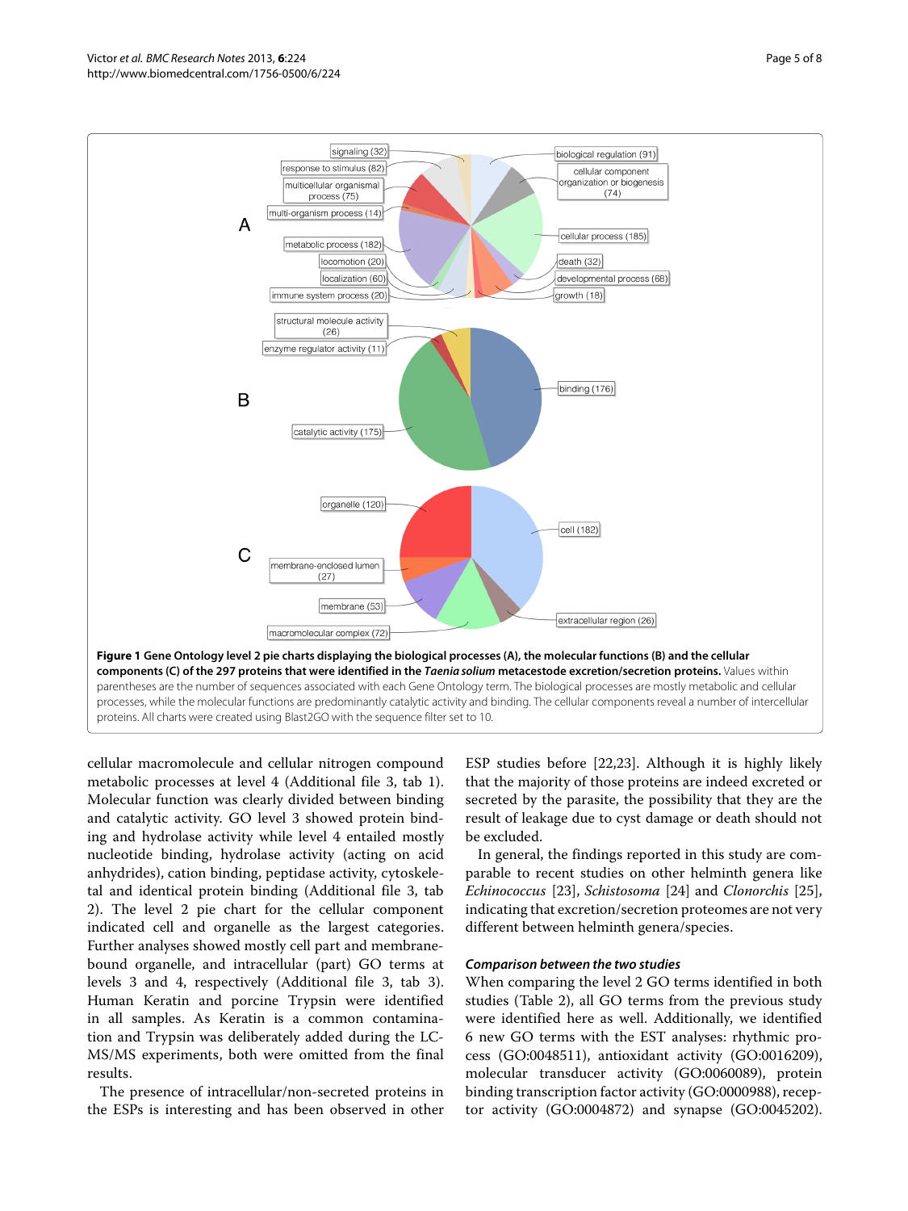**Figure 1 Gene Ontology level 2 pie charts displaying the biological processes (A), the molecular functions (B) and the cellular components (C) of the 297 proteins that were identified in the *Taenia solium* metacestode excretion/secretion proteins.** Values within parentheses are the number of sequences associated with each Gene Ontology term. The biological processes are mostly metabolic and cellular processes, while the molecular functions are predominantly catalytic activity and binding. The cellular components reveal a number of intercellular proteins. All charts were created using Blast2GO with the sequence filter set to 10.

cellular macromolecule and cellular nitrogen compound metabolic processes at level 4 (Additional file 3, tab 1). Molecular function was clearly divided between binding and catalytic activity. GO level 3 showed protein binding and hydrolase activity while level 4 entailed mostly nucleotide binding, hydrolase activity (acting on acid anhydrides), cation binding, peptidase activity, cytoskeletal and identical protein binding (Additional file 3, tab 2). The level 2 pie chart for the cellular component indicated cell and organelle as the largest categories. Further analyses showed mostly cell part and membrane-bound organelle, and intracellular (part) GO terms at levels 3 and 4, respectively (Additional file 3, tab 3). Human Keratin and porcine Trypsin were identified in all samples. As Keratin is a common contamination and Trypsin was deliberately added during the LC-MS/MS experiments, both were omitted from the final results.

The presence of intracellular/non-secreted proteins in the ESPs is interesting and has been observed in other ESP studies before [22,23]. Although it is highly likely that the majority of those proteins are indeed excreted or secreted by the parasite, the possibility that they are the result of leakage due to cyst damage or death should not be excluded.

In general, the findings reported in this study are comparable to recent studies on other helminth genera like *Echinococcus* [23], *Schistosoma* [24] and *Clonorchis* [25], indicating that excretion/secretion proteomes are not very different between helminth genera/species.

### *Comparison between the two studies*

When comparing the level 2 GO terms identified in both studies (Table 2), all GO terms from the previous study were identified here as well. Additionally, we identified 6 new GO terms with the EST analyses: rhythmic process (GO:0048511), antioxidant activity (GO:0016209), molecular transducer activity (GO:0060089), protein binding transcription factor activity (GO:0000988), receptor activity (GO:0004872) and synapse (GO:0045202).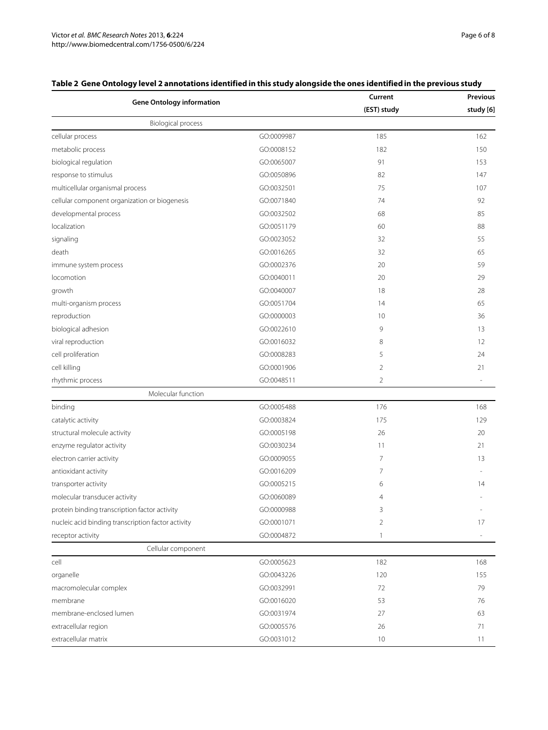**Table 2 Gene Ontology level 2 annotations identified in this study alongside the ones identified in the previous study**

| Gene Ontology information | | Current (EST) study | Previous study [6] |
|---|---|---|---|
| Biological process | | | |
| cellular process | GO:0009987 | 185 | 162 |
| metabolic process | GO:0008152 | 182 | 150 |
| biological regulation | GO:0065007 | 91 | 153 |
| response to stimulus | GO:0050896 | 82 | 147 |
| multicellular organismal process | GO:0032501 | 75 | 107 |
| cellular component organization or biogenesis | GO:0071840 | 74 | 92 |
| developmental process | GO:0032502 | 68 | 85 |
| localization | GO:0051179 | 60 | 88 |
| signaling | GO:0023052 | 32 | 55 |
| death | GO:0016265 | 32 | 65 |
| immune system process | GO:0002376 | 20 | 59 |
| locomotion | GO:0040011 | 20 | 29 |
| growth | GO:0040007 | 18 | 28 |
| multi-organism process | GO:0051704 | 14 | 65 |
| reproduction | GO:0000003 | 10 | 36 |
| biological adhesion | GO:0022610 | 9 | 13 |
| viral reproduction | GO:0016032 | 8 | 12 |
| cell proliferation | GO:0008283 | 5 | 24 |
| cell killing | GO:0001906 | 2 | 21 |
| rhythmic process | GO:0048511 | 2 | - |
| Molecular function | | | |
| binding | GO:0005488 | 176 | 168 |
| catalytic activity | GO:0003824 | 175 | 129 |
| structural molecule activity | GO:0005198 | 26 | 20 |
| enzyme regulator activity | GO:0030234 | 11 | 21 |
| electron carrier activity | GO:0009055 | 7 | 13 |
| antioxidant activity | GO:0016209 | 7 | - |
| transporter activity | GO:0005215 | 6 | 14 |
| molecular transducer activity | GO:0060089 | 4 | - |
| protein binding transcription factor activity | GO:0000988 | 3 | - |
| nucleic acid binding transcription factor activity | GO:0001071 | 2 | 17 |
| receptor activity | GO:0004872 | 1 | - |
| Cellular component | | | |
| cell | GO:0005623 | 182 | 168 |
| organelle | GO:0043226 | 120 | 155 |
| macromolecular complex | GO:0032991 | 72 | 79 |
| membrane | GO:0016020 | 53 | 76 |
| membrane-enclosed lumen | GO:0031974 | 27 | 63 |
| extracellular region | GO:0005576 | 26 | 71 |
| extracellular matrix | GO:0031012 | 10 | 11 |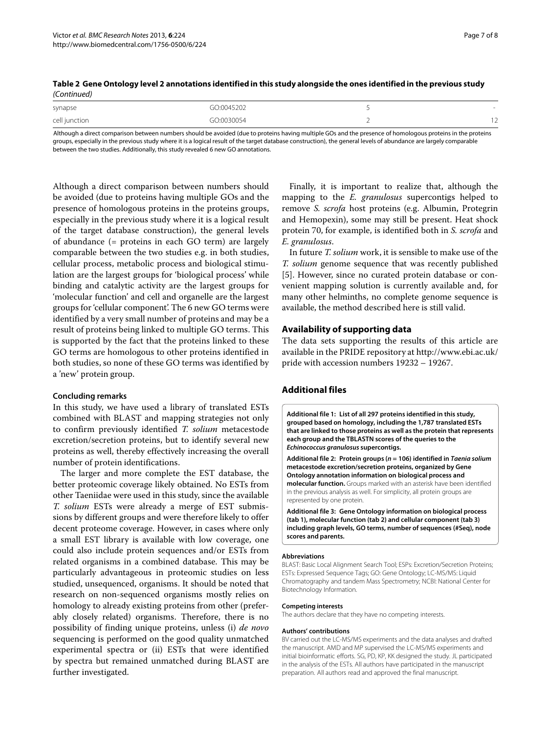**Table 2 Gene Ontology level 2 annotations identified in this study alongside the ones identified in the previous study** *(Continued)*

| | | | |
|---|---|---|---|
| synapse | GO:0045202 | 5 | - |
| cell junction | GO:0030054 | 2 | 12 |

Although a direct comparison between numbers should be avoided (due to proteins having multiple GOs and the presence of homologous proteins in the proteins groups, especially in the previous study where it is a logical result of the target database construction), the general levels of abundance are largely comparable between the two studies. Additionally, this study revealed 6 new GO annotations.

Although a direct comparison between numbers should be avoided (due to proteins having multiple GOs and the presence of homologous proteins in the proteins groups, especially in the previous study where it is a logical result of the target database construction), the general levels of abundance (= proteins in each GO term) are largely comparable between the two studies e.g. in both studies, cellular process, metabolic process and biological stimulation are the largest groups for 'biological process' while binding and catalytic activity are the largest groups for 'molecular function' and cell and organelle are the largest groups for 'cellular component'. The 6 new GO terms were identified by a very small number of proteins and may be a result of proteins being linked to multiple GO terms. This is supported by the fact that the proteins linked to these GO terms are homologous to other proteins identified in both studies, so none of these GO terms was identified by a 'new' protein group.

#### Concluding remarks

In this study, we have used a library of translated ESTs combined with BLAST and mapping strategies not only to confirm previously identified *T. solium* metacestode excretion/secretion proteins, but to identify several new proteins as well, thereby effectively increasing the overall number of protein identifications.

The larger and more complete the EST database, the better proteomic coverage likely obtained. No ESTs from other Taeniidae were used in this study, since the available *T. solium* ESTs were already a merge of EST submissions by different groups and were therefore likely to offer decent proteome coverage. However, in cases where only a small EST library is available with low coverage, one could also include protein sequences and/or ESTs from related organisms in a combined database. This may be particularly advantageous in proteomic studies on less studied, unsequenced, organisms. It should be noted that research on non-sequenced organisms mostly relies on homology to already existing proteins from other (preferably closely related) organisms. Therefore, there is no possibility of finding unique proteins, unless (i) *de novo* sequencing is performed on the good quality unmatched experimental spectra or (ii) ESTs that were identified by spectra but remained unmatched during BLAST are further investigated.

Finally, it is important to realize that, although the mapping to the *E. granulosus* supercontigs helped to remove *S. scrofa* host proteins (e.g. Albumin, Protegrin and Hemopexin), some may still be present. Heat shock protein 70, for example, is identified both in *S. scrofa* and *E. granulosus*.

In future *T. solium* work, it is sensible to make use of the *T. solium* genome sequence that was recently published [5]. However, since no curated protein database or convenient mapping solution is currently available and, for many other helminths, no complete genome sequence is available, the method described here is still valid.

## Availability of supporting data

The data sets supporting the results of this article are available in the PRIDE repository at http://www.ebi.ac.uk/pride with accession numbers 19232 – 19267.

## Additional files

**Additional file 1: List of all 297 proteins identified in this study, grouped based on homology, including the 1,787 translated ESTs that are linked to those proteins as well as the protein that represents each group and the TBLASTN scores of the queries to the *Echinococcus granulosus* supercontigs.**

**Additional file 2: Protein groups (*n* = 106) identified in *Taenia solium* metacestode excretion/secretion proteins, organized by Gene Ontology annotation information on biological process and molecular function.** Groups marked with an asterisk have been identified in the previous analysis as well. For simplicity, all protein groups are represented by one protein.

**Additional file 3: Gene Ontology information on biological process (tab 1), molecular function (tab 2) and cellular component (tab 3) including graph levels, GO terms, number of sequences (#Seq), node scores and parents.**

#### Abbreviations

BLAST: Basic Local Alignment Search Tool; ESPs: Excretion/Secretion Proteins; ESTs: Expressed Sequence Tags; GO: Gene Ontology; LC-MS/MS: Liquid Chromatography and tandem Mass Spectrometry; NCBI: National Center for Biotechnology Information.

#### Competing interests

The authors declare that they have no competing interests.

#### Authors' contributions

BV carried out the LC-MS/MS experiments and the data analyses and drafted the manuscript. AMD and MP supervised the LC-MS/MS experiments and initial bioinformatic efforts. SG, PD, KP, KK designed the study. JL participated in the analysis of the ESTs. All authors have participated in the manuscript preparation. All authors read and approved the final manuscript.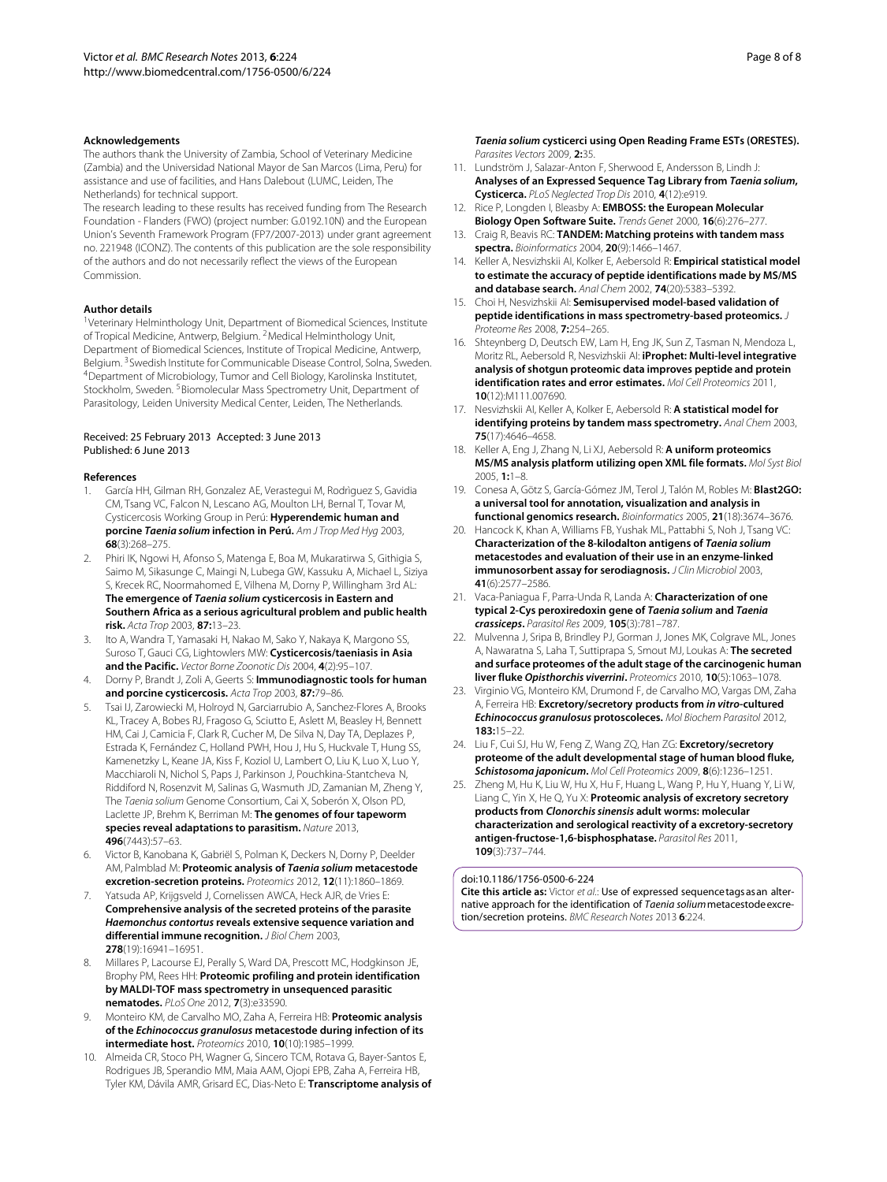### Acknowledgements

The authors thank the University of Zambia, School of Veterinary Medicine (Zambia) and the Universidad National Mayor de San Marcos (Lima, Peru) for assistance and use of facilities, and Hans Dalebout (LUMC, Leiden, The Netherlands) for technical support.

The research leading to these results has received funding from The Research Foundation - Flanders (FWO) (project number: G.0192.10N) and the European Union's Seventh Framework Program (FP7/2007-2013) under grant agreement no. 221948 (ICONZ). The contents of this publication are the sole responsibility of the authors and do not necessarily reflect the views of the European Commission.

### Author details

[1]Veterinary Helminthology Unit, Department of Biomedical Sciences, Institute of Tropical Medicine, Antwerp, Belgium. [2]Medical Helminthology Unit, Department of Biomedical Sciences, Institute of Tropical Medicine, Antwerp, Belgium. [3]Swedish Institute for Communicable Disease Control, Solna, Sweden. [4]Department of Microbiology, Tumor and Cell Biology, Karolinska Institutet, Stockholm, Sweden. [5]Biomolecular Mass Spectrometry Unit, Department of Parasitology, Leiden University Medical Center, Leiden, The Netherlands.

Received: 25 February 2013 Accepted: 3 June 2013
Published: 6 June 2013

### References

1. García HH, Gilman RH, Gonzalez AE, Verastegui M, Rodrìguez S, Gavidia CM, Tsang VC, Falcon N, Lescano AG, Moulton LH, Bernal T, Tovar M, Cysticercosis Working Group in Perú: **Hyperendemic human and porcine *Taenia solium* infection in Perú.** *Am J Trop Med Hyg* 2003, **68**(3):268–275.
2. Phiri IK, Ngowi H, Afonso S, Matenga E, Boa M, Mukaratirwa S, Githigia S, Saimo M, Sikasunge C, Maingi N, Lubega GW, Kassuku A, Michael L, Siziya S, Krecek RC, Noormahomed E, Vilhena M, Dorny P, Willingham 3rd AL: **The emergence of *Taenia solium* cysticercosis in Eastern and Southern Africa as a serious agricultural problem and public health risk.** *Acta Trop* 2003, **87:**13–23.
3. Ito A, Wandra T, Yamasaki H, Nakao M, Sako Y, Nakaya K, Margono SS, Suroso T, Gauci CG, Lightowlers MW: **Cysticercosis/taeniasis in Asia and the Pacific.** *Vector Borne Zoonotic Dis* 2004, **4**(2):95–107.
4. Dorny P, Brandt J, Zoli A, Geerts S: **Immunodiagnostic tools for human and porcine cysticercosis.** *Acta Trop* 2003, **87:**79–86.
5. Tsai IJ, Zarowiecki M, Holroyd N, Garciarrubio A, Sanchez-Flores A, Brooks KL, Tracey A, Bobes RJ, Fragoso G, Sciutto E, Aslett M, Beasley H, Bennett HM, Cai J, Camicia F, Clark R, Cucher M, De Silva N, Day TA, Deplazes P, Estrada K, Fernández C, Holland PWH, Hou J, Hu S, Huckvale T, Hung SS, Kamenetzky L, Keane JA, Kiss F, Koziol U, Lambert O, Liu K, Luo X, Luo Y, Macchiaroli N, Nichol S, Paps J, Parkinson J, Pouchkina-Stantcheva N, Riddiford N, Rosenzvit M, Salinas G, Wasmuth JD, Zamanian M, Zheng Y, The *Taenia solium* Genome Consortium, Cai X, Soberón X, Olson PD, Laclette JP, Brehm K, Berriman M: **The genomes of four tapeworm species reveal adaptations to parasitism.** *Nature* 2013, **496**(7443):57–63.
6. Victor B, Kanobana K, Gabriël S, Polman K, Deckers N, Dorny P, Deelder AM, Palmblad M: **Proteomic analysis of *Taenia solium* metacestode excretion-secretion proteins.** *Proteomics* 2012, **12**(11):1860–1869.
7. Yatsuda AP, Krijgsveld J, Cornelissen AWCA, Heck AJR, de Vries E: **Comprehensive analysis of the secreted proteins of the parasite *Haemonchus contortus* reveals extensive sequence variation and differential immune recognition.** *J Biol Chem* 2003, **278**(19):16941–16951.
8. Millares P, Lacourse EJ, Perally S, Ward DA, Prescott MC, Hodgkinson JE, Brophy PM, Rees HH: **Proteomic profiling and protein identification by MALDI-TOF mass spectrometry in unsequenced parasitic nematodes.** *PLoS One* 2012, **7**(3):e33590.
9. Monteiro KM, de Carvalho MO, Zaha A, Ferreira HB: **Proteomic analysis of the *Echinococcus granulosus* metacestode during infection of its intermediate host.** *Proteomics* 2010, **10**(10):1985–1999.
10. Almeida CR, Stoco PH, Wagner G, Sincero TCM, Rotava G, Bayer-Santos E, Rodrigues JB, Sperandio MM, Maia AAM, Ojopi EPB, Zaha A, Ferreira HB, Tyler KM, Dávila AMR, Grisard EC, Dias-Neto E: **Transcriptome analysis of *Taenia solium* cysticerci using Open Reading Frame ESTs (ORESTES).** *Parasites Vectors* 2009, **2:**35.
11. Lundström J, Salazar-Anton F, Sherwood E, Andersson B, Lindh J: **Analyses of an Expressed Sequence Tag Library from *Taenia solium*, Cysticerca.** *PLoS Neglected Trop Dis* 2010, **4**(12):e919.
12. Rice P, Longden I, Bleasby A: **EMBOSS: the European Molecular Biology Open Software Suite.** *Trends Genet* 2000, **16**(6):276–277.
13. Craig R, Beavis RC: **TANDEM: Matching proteins with tandem mass spectra.** *Bioinformatics* 2004, **20**(9):1466–1467.
14. Keller A, Nesvizhskii AI, Kolker E, Aebersold R: **Empirical statistical model to estimate the accuracy of peptide identifications made by MS/MS and database search.** *Anal Chem* 2002, **74**(20):5383–5392.
15. Choi H, Nesvizhskii AI: **Semisupervised model-based validation of peptide identifications in mass spectrometry-based proteomics.** *J Proteome Res* 2008, **7:**254–265.
16. Shteynberg D, Deutsch EW, Lam H, Eng JK, Sun Z, Tasman N, Mendoza L, Moritz RL, Aebersold R, Nesvizhskii AI: **iProphet: Multi-level integrative analysis of shotgun proteomic data improves peptide and protein identification rates and error estimates.** *Mol Cell Proteomics* 2011, **10**(12):M111.007690.
17. Nesvizhskii AI, Keller A, Kolker E, Aebersold R: **A statistical model for identifying proteins by tandem mass spectrometry.** *Anal Chem* 2003, **75**(17):4646–4658.
18. Keller A, Eng J, Zhang N, Li XJ, Aebersold R: **A uniform proteomics MS/MS analysis platform utilizing open XML file formats.** *Mol Syst Biol* 2005, **1:**1–8.
19. Conesa A, Götz S, García-Gómez JM, Terol J, Talón M, Robles M: **Blast2GO: a universal tool for annotation, visualization and analysis in functional genomics research.** *Bioinformatics* 2005, **21**(18):3674–3676.
20. Hancock K, Khan A, Williams FB, Yushak ML, Pattabhi S, Noh J, Tsang VC: **Characterization of the 8-kilodalton antigens of *Taenia solium* metacestodes and evaluation of their use in an enzyme-linked immunosorbent assay for serodiagnosis.** *J Clin Microbiol* 2003, **41**(6):2577–2586.
21. Vaca-Paniagua F, Parra-Unda R, Landa A: **Characterization of one typical 2-Cys peroxiredoxin gene of *Taenia solium* and *Taenia crassiceps*.** *Parasitol Res* 2009, **105**(3):781–787.
22. Mulvenna J, Sripa B, Brindley PJ, Gorman J, Jones MK, Colgrave ML, Jones A, Nawaratna S, Laha T, Suttiprapa S, Smout MJ, Loukas A: **The secreted and surface proteomes of the adult stage of the carcinogenic human liver fluke *Opisthorchis viverrini*.** *Proteomics* 2010, **10**(5):1063–1078.
23. Virginio VG, Monteiro KM, Drumond F, de Carvalho MO, Vargas DM, Zaha A, Ferreira HB: **Excretory/secretory products from *in vitro*-cultured *Echinococcus granulosus* protoscoleces.** *Mol Biochem Parasitol* 2012, **183:**15–22.
24. Liu F, Cui SJ, Hu W, Feng Z, Wang ZQ, Han ZG: **Excretory/secretory proteome of the adult developmental stage of human blood fluke, *Schistosoma japonicum*.** *Mol Cell Proteomics* 2009, **8**(6):1236–1251.
25. Zheng M, Hu K, Liu W, Hu X, Hu F, Huang L, Wang P, Hu Y, Huang Y, Li W, Liang C, Yin X, He Q, Yu X: **Proteomic analysis of excretory secretory products from *Clonorchis sinensis* adult worms: molecular characterization and serological reactivity of a excretory-secretory antigen-fructose-1,6-bisphosphatase.** *Parasitol Res* 2011, **109**(3):737–744.

doi:10.1186/1756-0500-6-224

**Cite this article as:** Victor *et al.*: Use of expressed sequence tags as an alternative approach for the identification of *Taenia solium* metacestode excretion/secretion proteins. *BMC Research Notes* 2013 **6**:224.